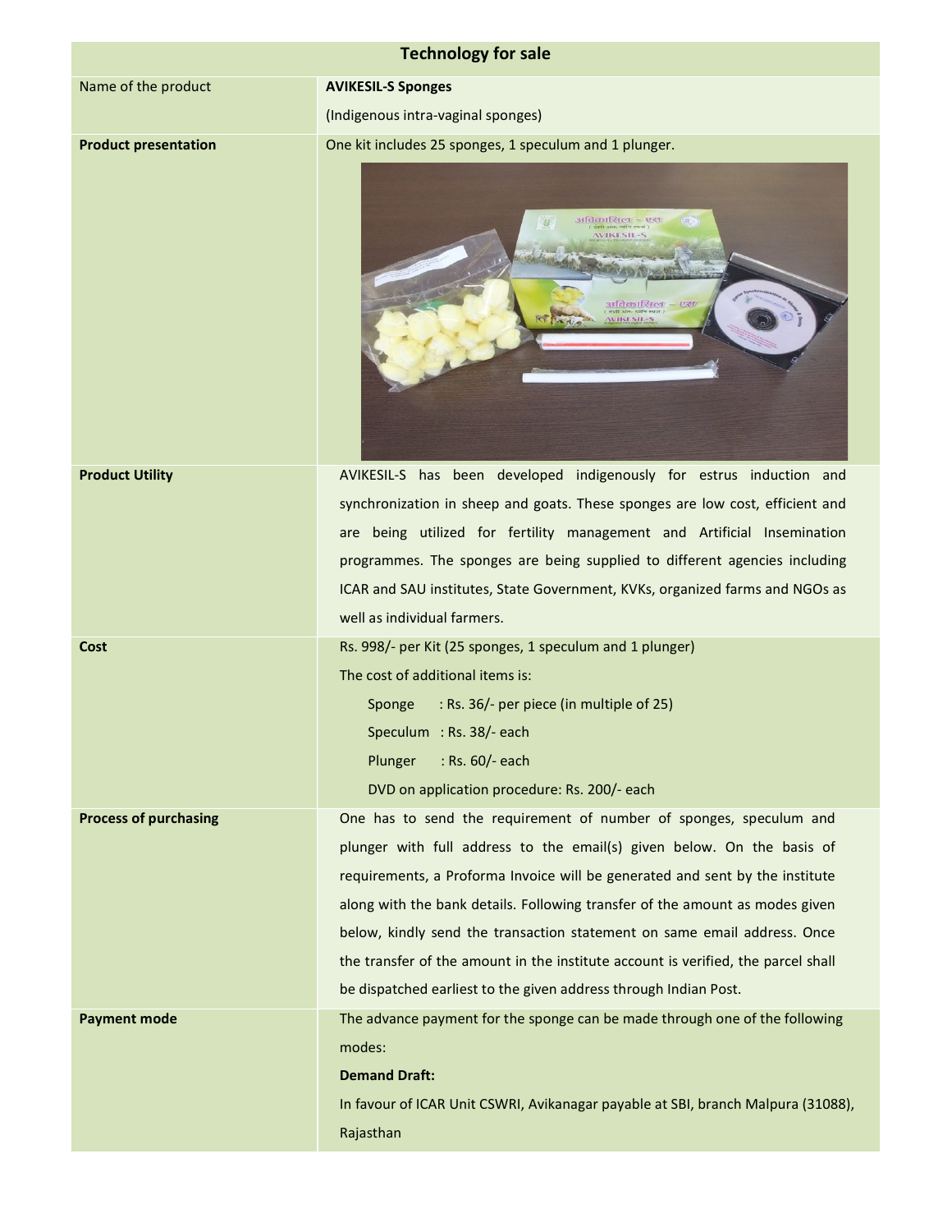| Technology for sale | |
|---|---|
| Name of the product | **AVIKESIL-S Sponges**<br>(Indigenous intra-vaginal sponges) |
| **Product presentation** | One kit includes 25 sponges, 1 speculum and 1 plunger. |
| **Product Utility** | AVIKESIL-S has been developed indigenously for estrus induction and synchronization in sheep and goats. These sponges are low cost, efficient and are being utilized for fertility management and Artificial Insemination programmes. The sponges are being supplied to different agencies including ICAR and SAU institutes, State Government, KVKs, organized farms and NGOs as well as individual farmers. |
| **Cost** | Rs. 998/- per Kit (25 sponges, 1 speculum and 1 plunger)<br>The cost of additional items is:<br>Sponge : Rs. 36/- per piece (in multiple of 25)<br>Speculum : Rs. 38/- each<br>Plunger : Rs. 60/- each<br>DVD on application procedure: Rs. 200/- each |
| **Process of purchasing** | One has to send the requirement of number of sponges, speculum and plunger with full address to the email(s) given below. On the basis of requirements, a Proforma Invoice will be generated and sent by the institute along with the bank details. Following transfer of the amount as modes given below, kindly send the transaction statement on same email address. Once the transfer of the amount in the institute account is verified, the parcel shall be dispatched earliest to the given address through Indian Post. |
| **Payment mode** | The advance payment for the sponge can be made through one of the following modes:<br>**Demand Draft:**<br>In favour of ICAR Unit CSWRI, Avikanagar payable at SBI, branch Malpura (31088), Rajasthan |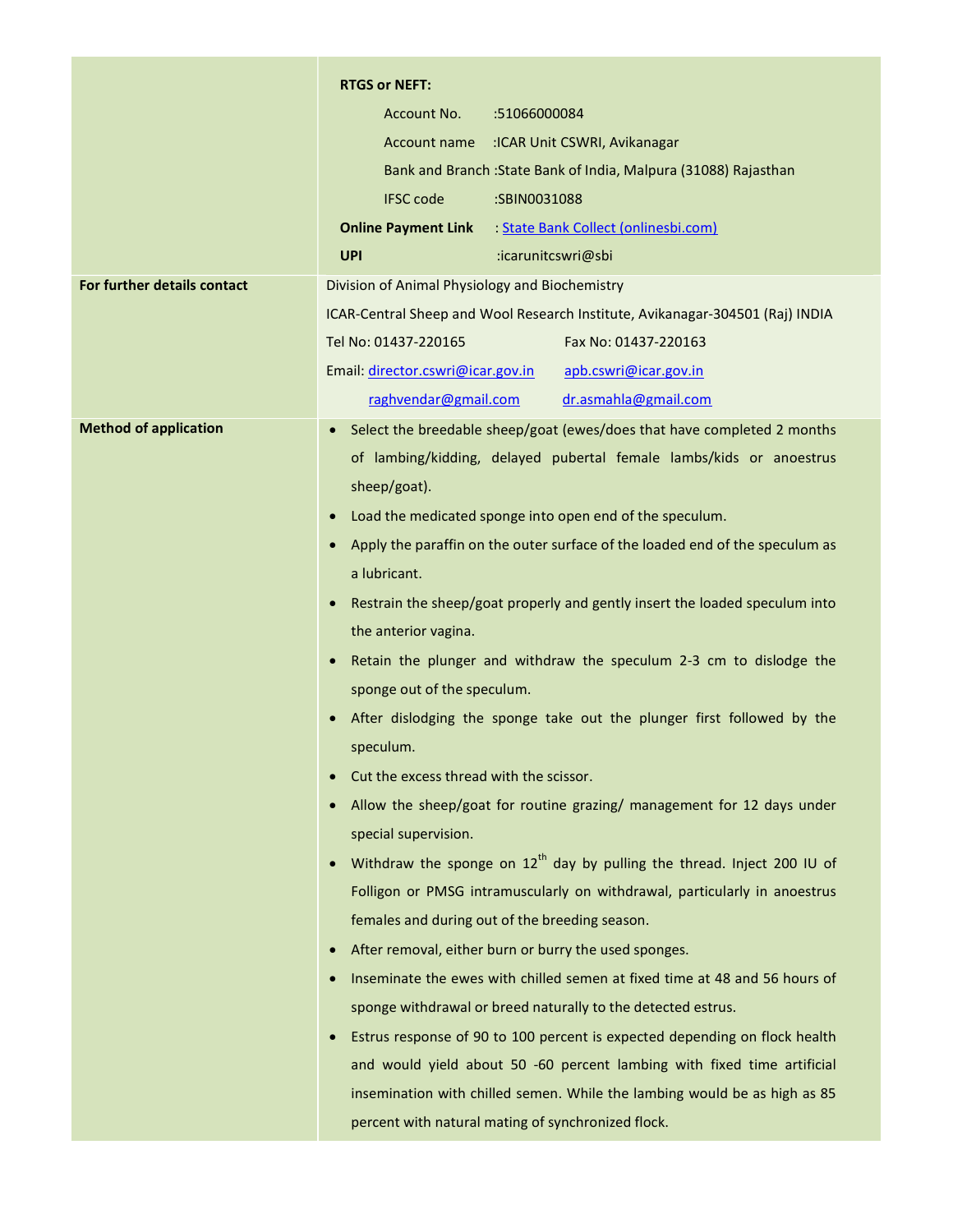| | |
|---|---|
| | **RTGS or NEFT:**<br>Account No. :51066000084<br>Account name :ICAR Unit CSWRI, Avikanagar<br>Bank and Branch :State Bank of India, Malpura (31088) Rajasthan<br>IFSC code :SBIN0031088<br>**Online Payment Link** : State Bank Collect (onlinesbi.com)<br>**UPI** :icarunitcswri@sbi |
| **For further details contact** | Division of Animal Physiology and Biochemistry<br>ICAR-Central Sheep and Wool Research Institute, Avikanagar-304501 (Raj) INDIA<br>Tel No: 01437-220165 Fax No: 01437-220163<br>Email: director.cswri@icar.gov.in apb.cswri@icar.gov.in<br>raghvendar@gmail.com dr.asmahla@gmail.com |
| **Method of application** | • Select the breedable sheep/goat (ewes/does that have completed 2 months of lambing/kidding, delayed pubertal female lambs/kids or anoestrus sheep/goat).<br>• Load the medicated sponge into open end of the speculum.<br>• Apply the paraffin on the outer surface of the loaded end of the speculum as a lubricant.<br>• Restrain the sheep/goat properly and gently insert the loaded speculum into the anterior vagina.<br>• Retain the plunger and withdraw the speculum 2-3 cm to dislodge the sponge out of the speculum.<br>• After dislodging the sponge take out the plunger first followed by the speculum.<br>• Cut the excess thread with the scissor.<br>• Allow the sheep/goat for routine grazing/ management for 12 days under special supervision.<br>• Withdraw the sponge on 12$^{th}$ day by pulling the thread. Inject 200 IU of Folligon or PMSG intramuscularly on withdrawal, particularly in anoestrus females and during out of the breeding season.<br>• After removal, either burn or burry the used sponges.<br>• Inseminate the ewes with chilled semen at fixed time at 48 and 56 hours of sponge withdrawal or breed naturally to the detected estrus.<br>• Estrus response of 90 to 100 percent is expected depending on flock health and would yield about 50 -60 percent lambing with fixed time artificial insemination with chilled semen. While the lambing would be as high as 85 percent with natural mating of synchronized flock. |